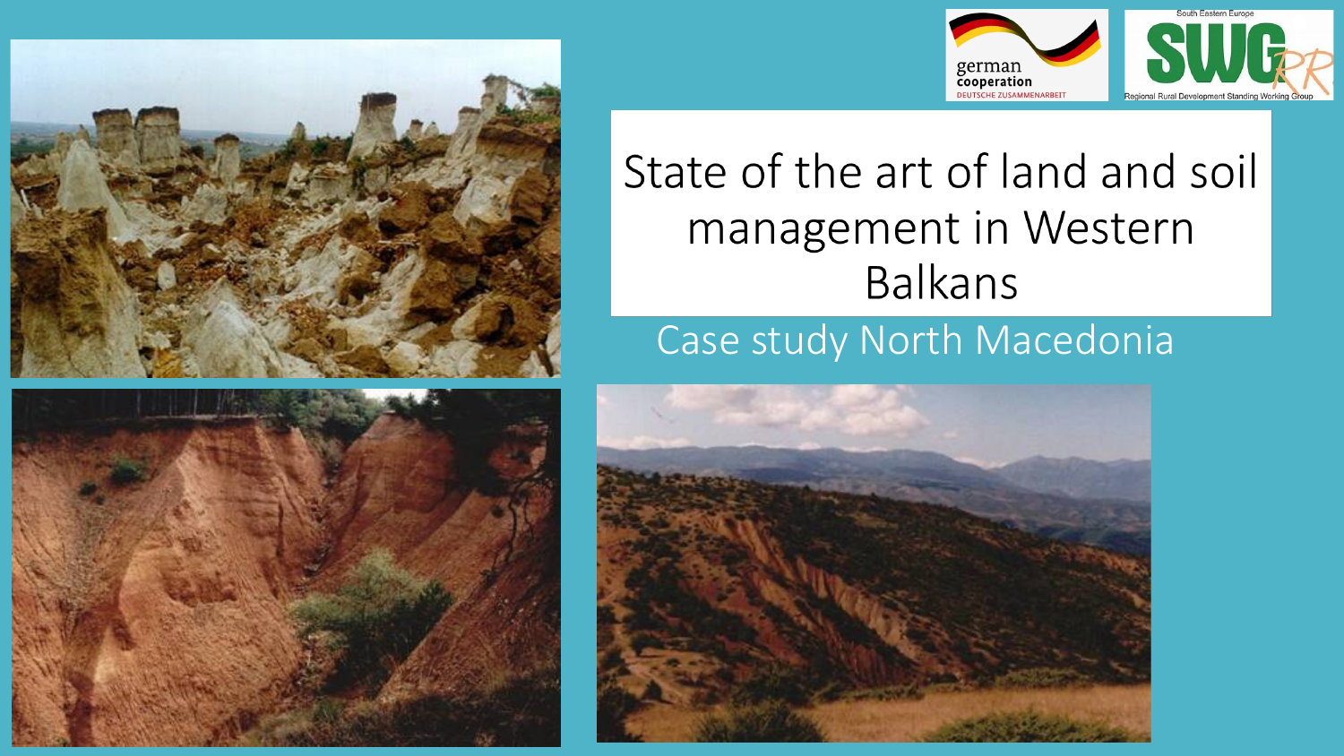# State of the art of land and soil management in Western Balkans

## Case study North Macedonia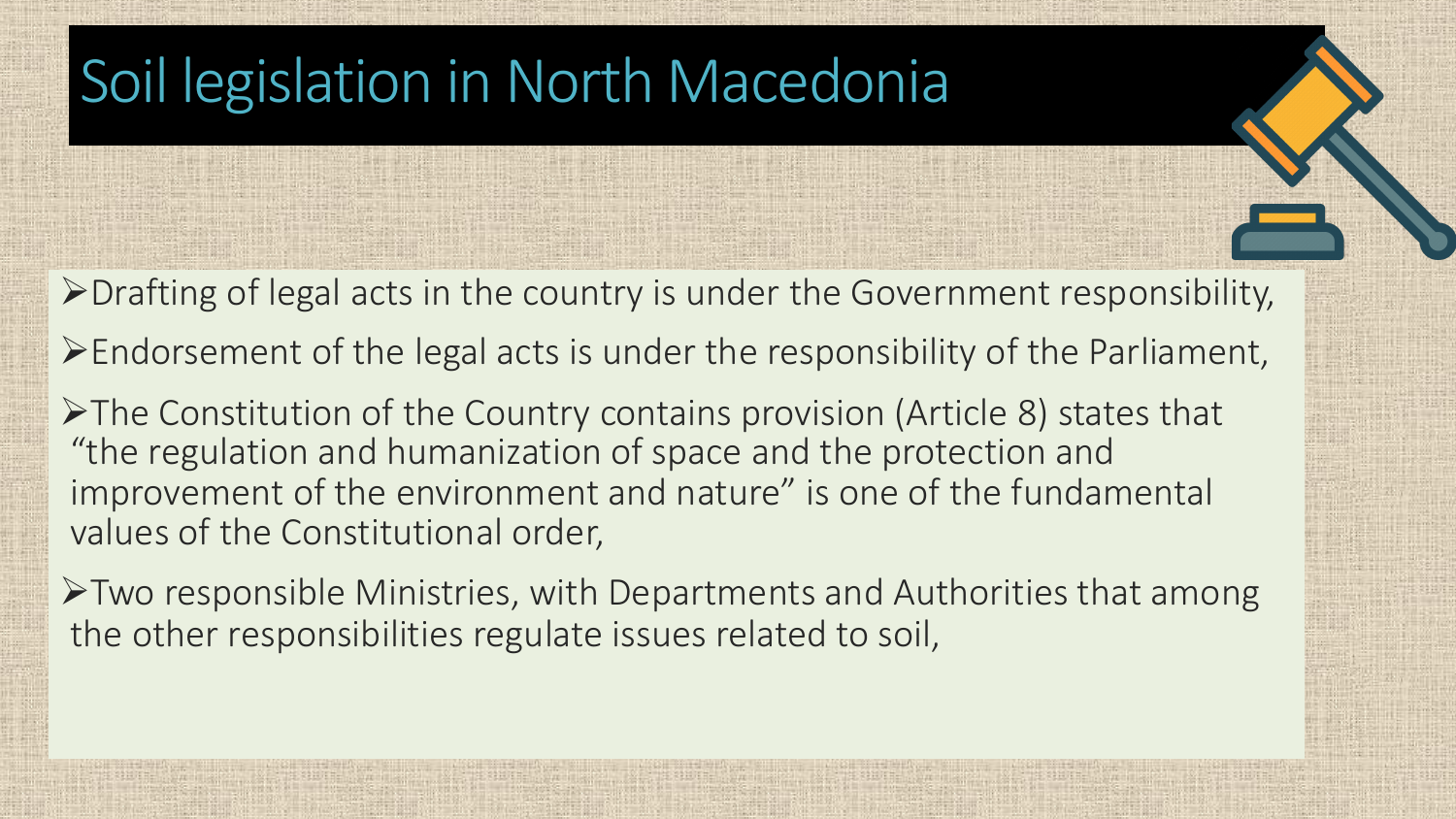# Soil legislation in North Macedonia

- Drafting of legal acts in the country is under the Government responsibility,
- Endorsement of the legal acts is under the responsibility of the Parliament,
- The Constitution of the Country contains provision (Article 8) states that "the regulation and humanization of space and the protection and improvement of the environment and nature" is one of the fundamental values of the Constitutional order,
- Two responsible Ministries, with Departments and Authorities that among the other responsibilities regulate issues related to soil,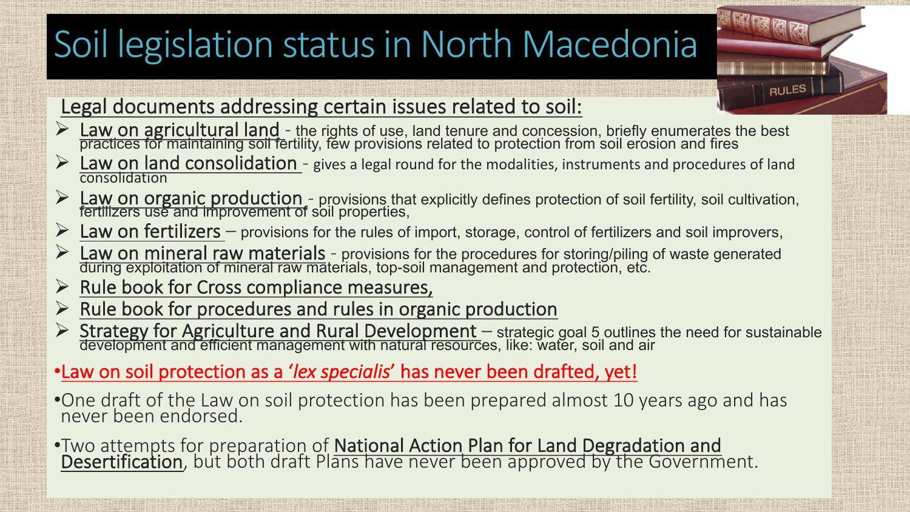# Soil legislation status in North Macedonia

Legal documents addressing certain issues related to soil:

- Law on agricultural land - the rights of use, land tenure and concession, briefly enumerates the best practices for maintaining soil fertility, few provisions related to protection from soil erosion and fires
- Law on land consolidation - gives a legal round for the modalities, instruments and procedures of land consolidation
- Law on organic production - provisions that explicitly defines protection of soil fertility, soil cultivation, fertilizers use and improvement of soil properties,
- Law on fertilizers – provisions for the rules of import, storage, control of fertilizers and soil improvers,
- Law on mineral raw materials - provisions for the procedures for storing/piling of waste generated during exploitation of mineral raw materials, top-soil management and protection, etc.
- Rule book for Cross compliance measures,
- Rule book for procedures and rules in organic production
- Strategy for Agriculture and Rural Development – strategic goal 5 outlines the need for sustainable development and efficient management with natural resources, like: water, soil and air

- Law on soil protection as a '*lex specialis*' has never been drafted, yet!
- One draft of the Law on soil protection has been prepared almost 10 years ago and has never been endorsed.
- Two attempts for preparation of National Action Plan for Land Degradation and Desertification, but both draft Plans have never been approved by the Government.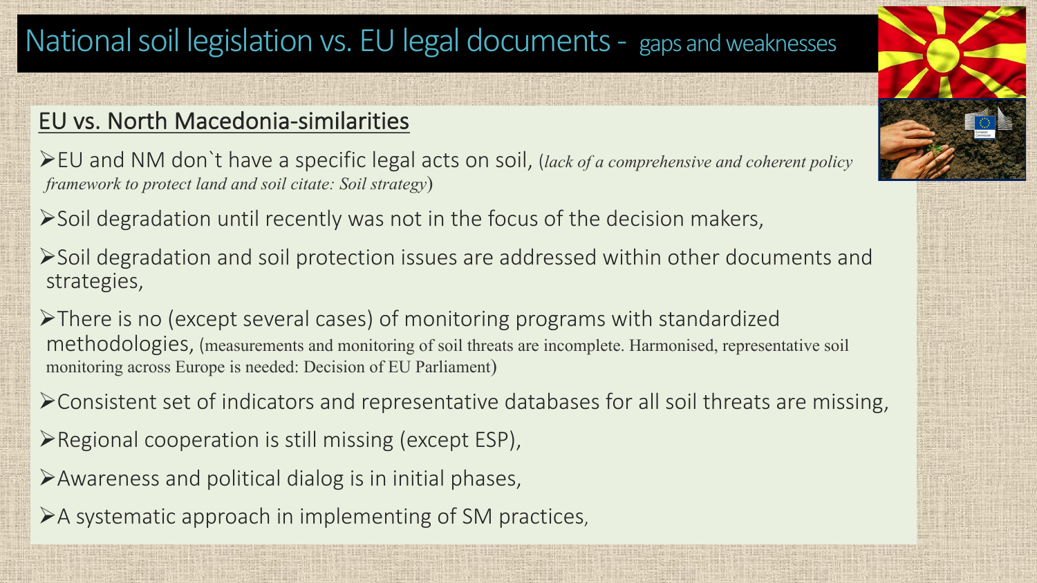# National soil legislation vs. EU legal documents - gaps and weaknesses

## EU vs. North Macedonia-similarities

- EU and NM don`t have a specific legal acts on soil, (*lack of a comprehensive and coherent policy framework to protect land and soil citate: Soil strategy*)
- Soil degradation until recently was not in the focus of the decision makers,
- Soil degradation and soil protection issues are addressed within other documents and strategies,
- There is no (except several cases) of monitoring programs with standardized methodologies, (measurements and monitoring of soil threats are incomplete. Harmonised, representative soil monitoring across Europe is needed: Decision of EU Parliament)
- Consistent set of indicators and representative databases for all soil threats are missing,
- Regional cooperation is still missing (except ESP),
- Awareness and political dialog is in initial phases,
- A systematic approach in implementing of SM practices,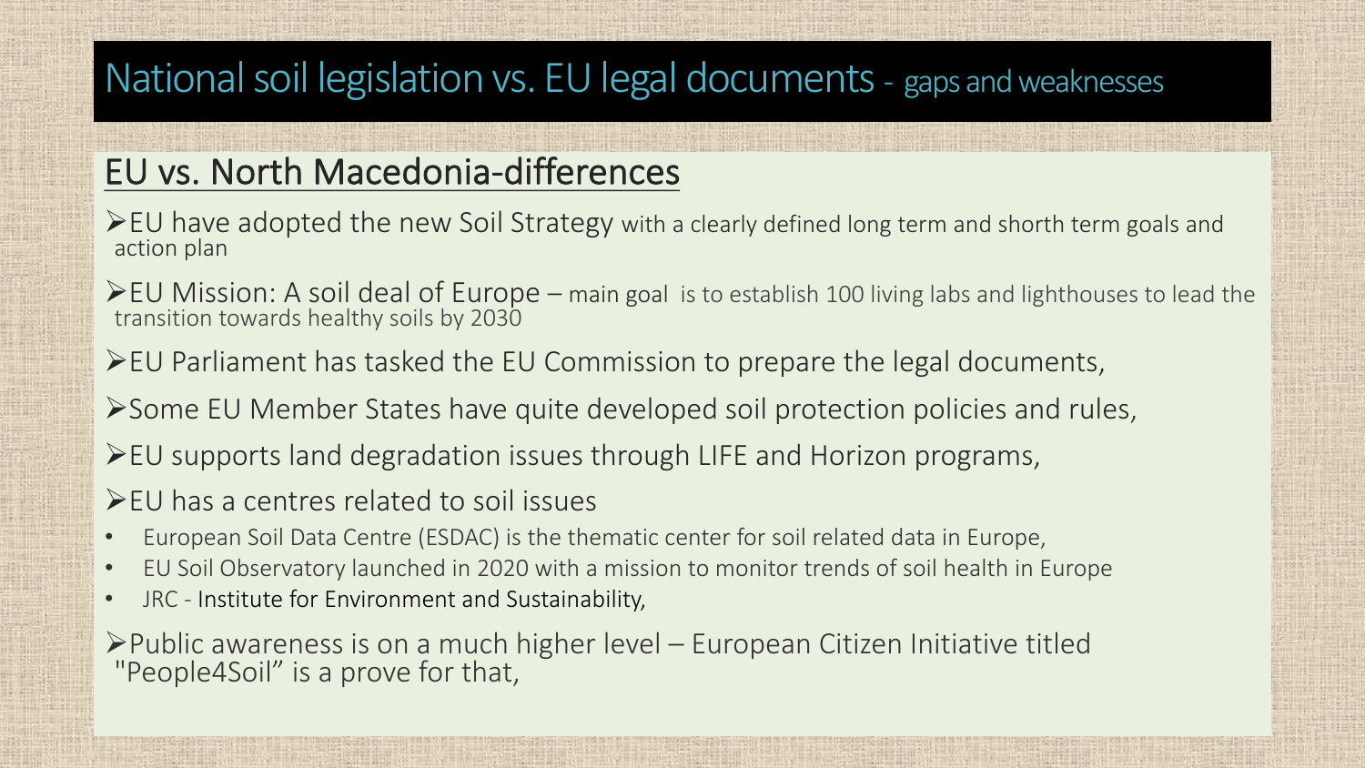# National soil legislation vs. EU legal documents - gaps and weaknesses

## EU vs. North Macedonia-differences

- EU have adopted the new Soil Strategy with a clearly defined long term and shorth term goals and action plan
- EU Mission: A soil deal of Europe – main goal is to establish 100 living labs and lighthouses to lead the transition towards healthy soils by 2030
- EU Parliament has tasked the EU Commission to prepare the legal documents,
- Some EU Member States have quite developed soil protection policies and rules,
- EU supports land degradation issues through LIFE and Horizon programs,
- EU has a centres related to soil issues
  - European Soil Data Centre (ESDAC) is the thematic center for soil related data in Europe,
  - EU Soil Observatory launched in 2020 with a mission to monitor trends of soil health in Europe
  - JRC - Institute for Environment and Sustainability,
- Public awareness is on a much higher level – European Citizen Initiative titled "People4Soil" is a prove for that,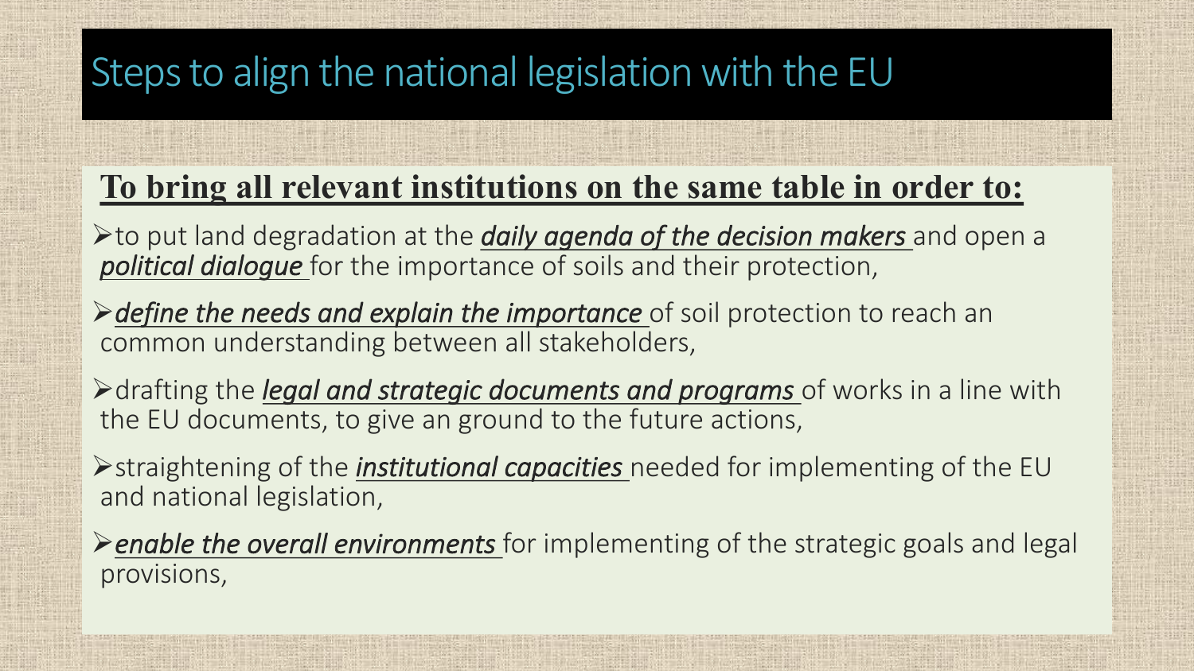# Steps to align the national legislation with the EU

**To bring all relevant institutions on the same table in order to:**

- to put land degradation at the ***daily agenda of the decision makers*** and open a ***political dialogue*** for the importance of soils and their protection,
- ***define the needs and explain the importance*** of soil protection to reach an common understanding between all stakeholders,
- drafting the ***legal and strategic documents and programs*** of works in a line with the EU documents, to give an ground to the future actions,
- straightening of the ***institutional capacities*** needed for implementing of the EU and national legislation,
- ***enable the overall environments*** for implementing of the strategic goals and legal provisions,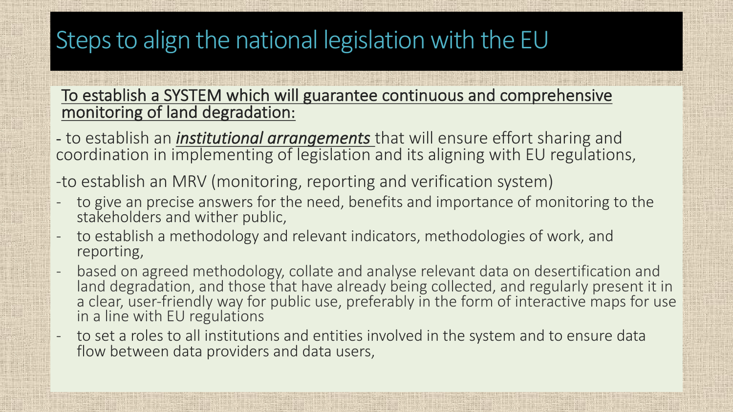# Steps to align the national legislation with the EU

<u>To establish a SYSTEM which will guarantee continuous and comprehensive monitoring of land degradation:</u>

- to establish an <u>***institutional arrangements***</u> that will ensure effort sharing and coordination in implementing of legislation and its aligning with EU regulations,

-to establish an MRV (monitoring, reporting and verification system)

- to give an precise answers for the need, benefits and importance of monitoring to the stakeholders and wither public,
- to establish a methodology and relevant indicators, methodologies of work, and reporting,
- based on agreed methodology, collate and analyse relevant data on desertification and land degradation, and those that have already being collected, and regularly present it in a clear, user-friendly way for public use, preferably in the form of interactive maps for use in a line with EU regulations
- to set a roles to all institutions and entities involved in the system and to ensure data flow between data providers and data users,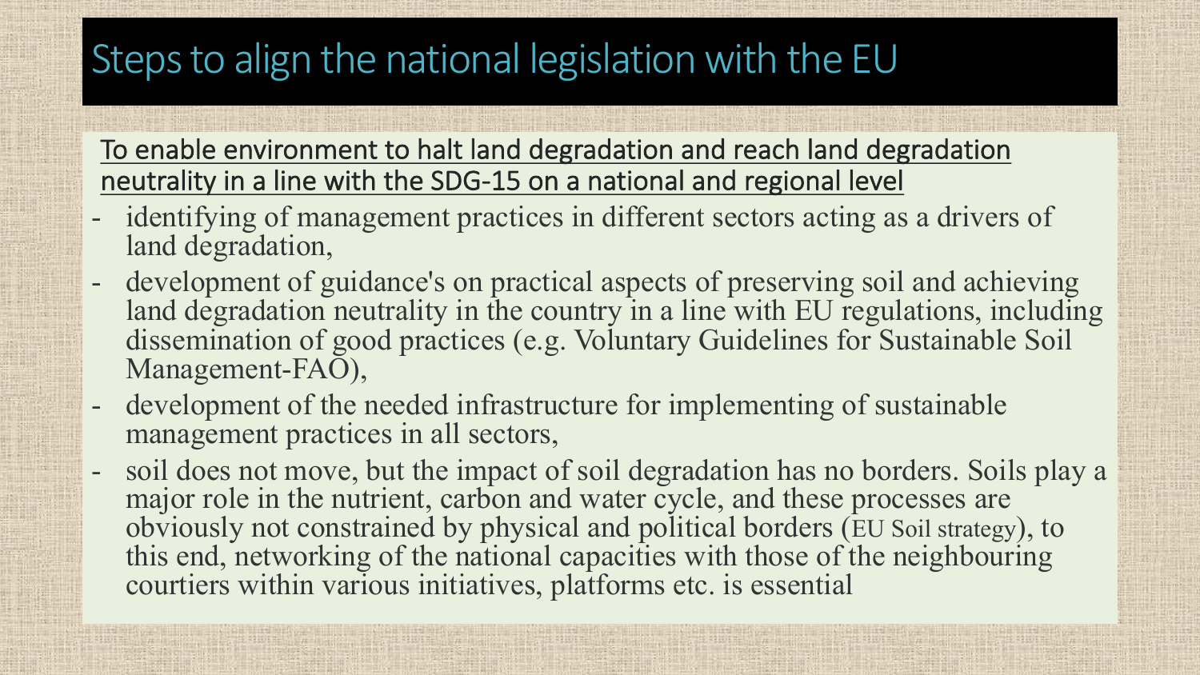# Steps to align the national legislation with the EU

To enable environment to halt land degradation and reach land degradation neutrality in a line with the SDG-15 on a national and regional level

- identifying of management practices in different sectors acting as a drivers of land degradation,
- development of guidance's on practical aspects of preserving soil and achieving land degradation neutrality in the country in a line with EU regulations, including dissemination of good practices (e.g. Voluntary Guidelines for Sustainable Soil Management-FAO),
- development of the needed infrastructure for implementing of sustainable management practices in all sectors,
- soil does not move, but the impact of soil degradation has no borders. Soils play a major role in the nutrient, carbon and water cycle, and these processes are obviously not constrained by physical and political borders (EU Soil strategy), to this end, networking of the national capacities with those of the neighbouring courtiers within various initiatives, platforms etc. is essential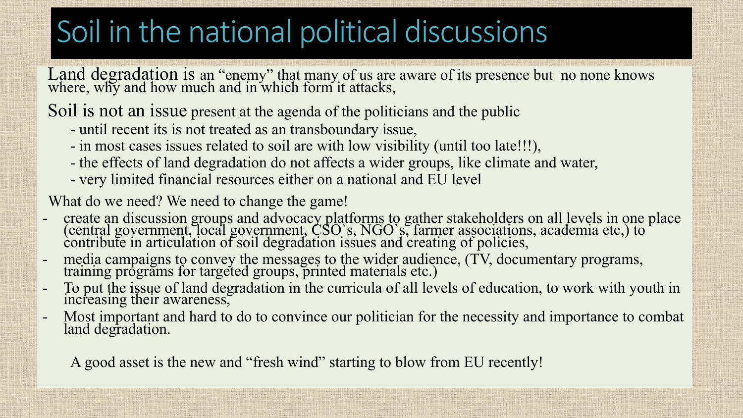# Soil in the national political discussions

Land degradation is an "enemy" that many of us are aware of its presence but no none knows where, why and how much and in which form it attacks,

Soil is not an issue present at the agenda of the politicians and the public

- until recent its is not treated as an transboundary issue,
- in most cases issues related to soil are with low visibility (until too late!!!),
- the effects of land degradation do not affects a wider groups, like climate and water,
- very limited financial resources either on a national and EU level

What do we need? We need to change the game!

- create an discussion groups and advocacy platforms to gather stakeholders on all levels in one place (central government, local government, CSO`s, NGO`s, farmer associations, academia etc,) to contribute in articulation of soil degradation issues and creating of policies,
- media campaigns to convey the messages to the wider audience, (TV, documentary programs, training programs for targeted groups, printed materials etc.)
- To put the issue of land degradation in the curricula of all levels of education, to work with youth in increasing their awareness,
- Most important and hard to do to convince our politician for the necessity and importance to combat land degradation.

A good asset is the new and "fresh wind" starting to blow from EU recently!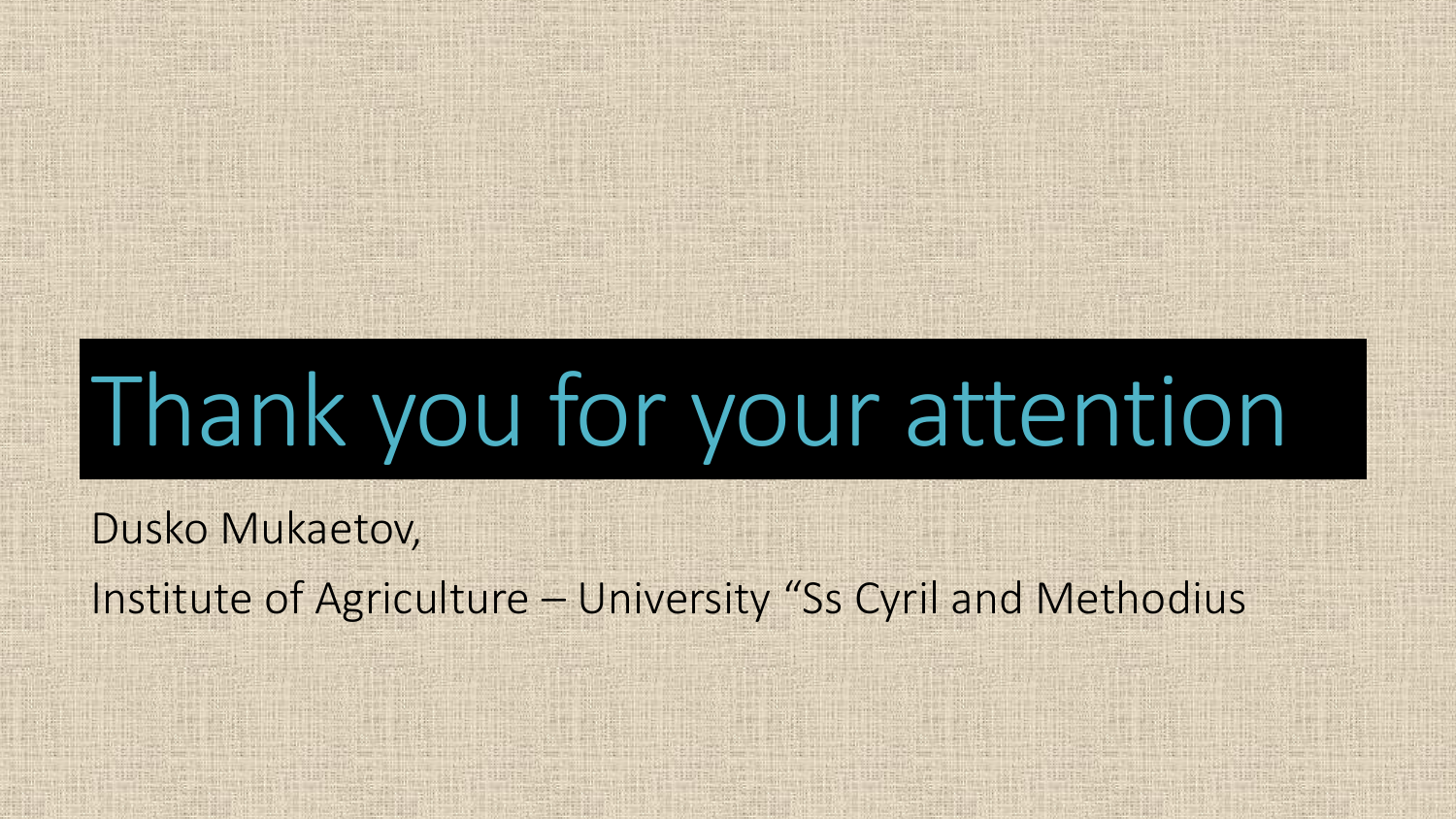# Thank you for your attention

Dusko Mukaetov,

Institute of Agriculture – University “Ss Cyril and Methodius